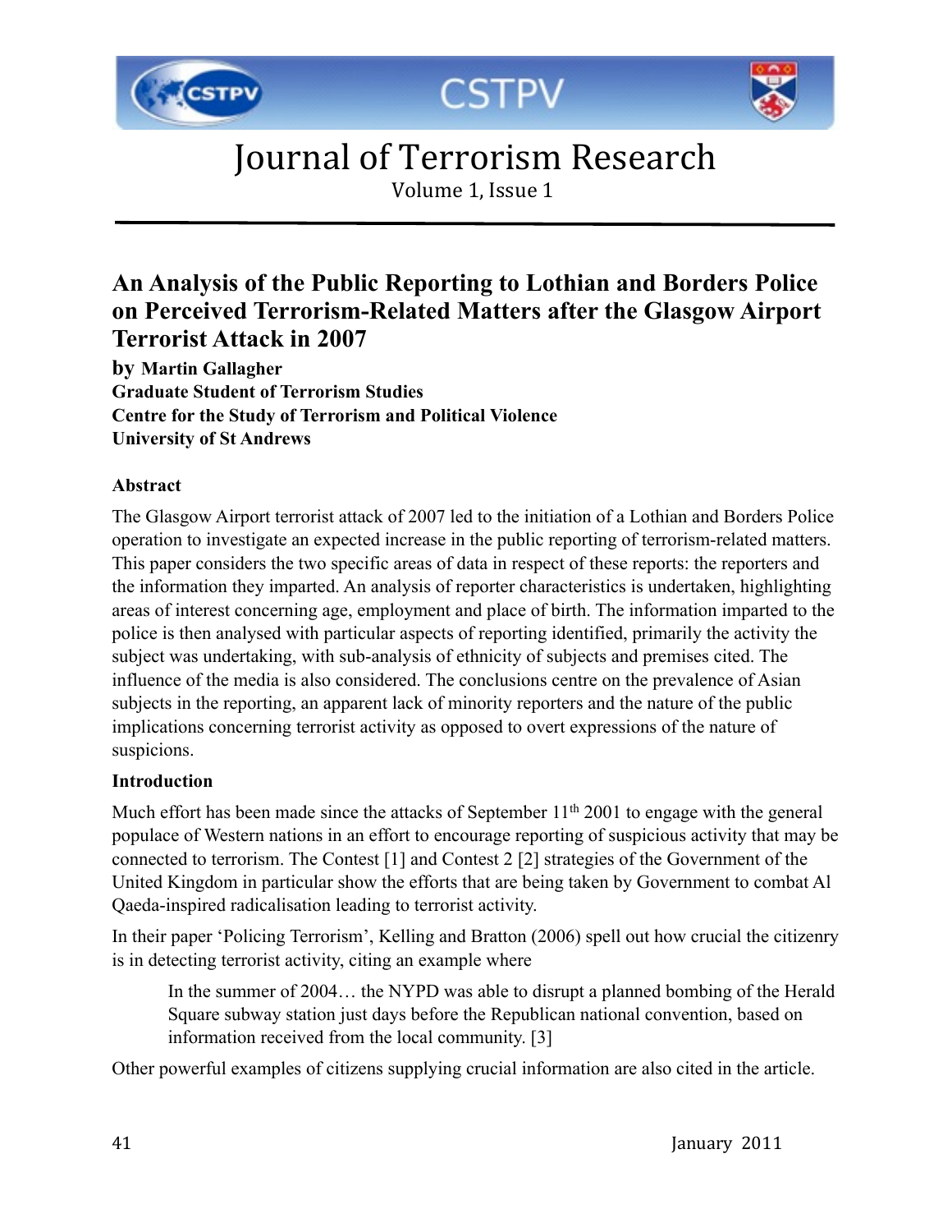# Journal of Terrorism Research

## An Analysis of the Public Reporting to Lothian and Borders Police on Perceived Terrorism-Related Matters after the Glasgow Airport Terrorist Attack in 2007

**by Martin Gallagher**
**Graduate Student of Terrorism Studies**
**Centre for the Study of Terrorism and Political Violence**
**University of St Andrews**

### Abstract

The Glasgow Airport terrorist attack of 2007 led to the initiation of a Lothian and Borders Police operation to investigate an expected increase in the public reporting of terrorism-related matters. This paper considers the two specific areas of data in respect of these reports: the reporters and the information they imparted. An analysis of reporter characteristics is undertaken, highlighting areas of interest concerning age, employment and place of birth. The information imparted to the police is then analysed with particular aspects of reporting identified, primarily the activity the subject was undertaking, with sub-analysis of ethnicity of subjects and premises cited. The influence of the media is also considered. The conclusions centre on the prevalence of Asian subjects in the reporting, an apparent lack of minority reporters and the nature of the public implications concerning terrorist activity as opposed to overt expressions of the nature of suspicions.

### Introduction

Much effort has been made since the attacks of September 11th 2001 to engage with the general populace of Western nations in an effort to encourage reporting of suspicious activity that may be connected to terrorism. The Contest [1] and Contest 2 [2] strategies of the Government of the United Kingdom in particular show the efforts that are being taken by Government to combat Al Qaeda-inspired radicalisation leading to terrorist activity.

In their paper 'Policing Terrorism', Kelling and Bratton (2006) spell out how crucial the citizenry is in detecting terrorist activity, citing an example where

> In the summer of 2004… the NYPD was able to disrupt a planned bombing of the Herald Square subway station just days before the Republican national convention, based on information received from the local community. [3]

Other powerful examples of citizens supplying crucial information are also cited in the article.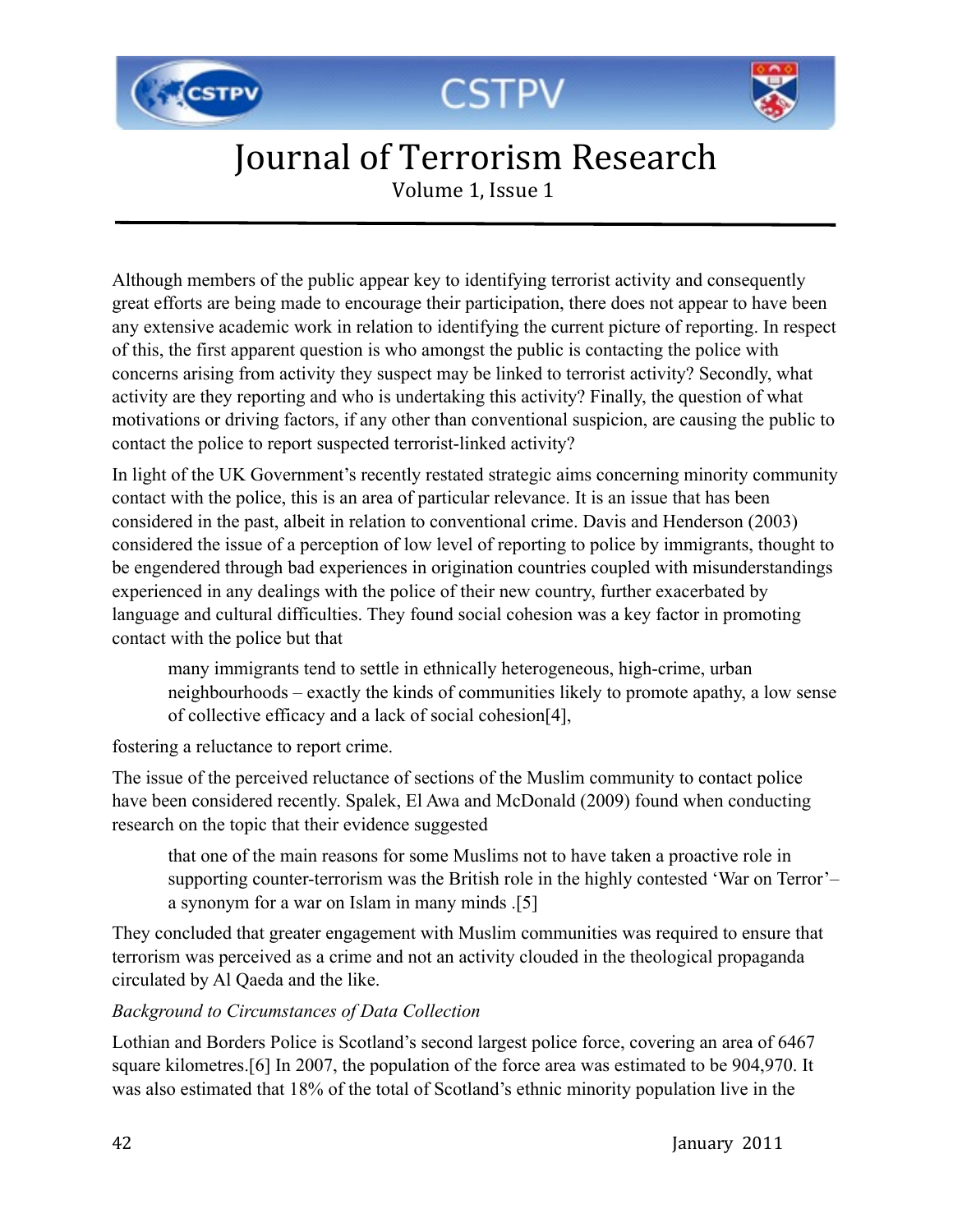Although members of the public appear key to identifying terrorist activity and consequently great efforts are being made to encourage their participation, there does not appear to have been any extensive academic work in relation to identifying the current picture of reporting. In respect of this, the first apparent question is who amongst the public is contacting the police with concerns arising from activity they suspect may be linked to terrorist activity? Secondly, what activity are they reporting and who is undertaking this activity? Finally, the question of what motivations or driving factors, if any other than conventional suspicion, are causing the public to contact the police to report suspected terrorist-linked activity?

In light of the UK Government's recently restated strategic aims concerning minority community contact with the police, this is an area of particular relevance. It is an issue that has been considered in the past, albeit in relation to conventional crime. Davis and Henderson (2003) considered the issue of a perception of low level of reporting to police by immigrants, thought to be engendered through bad experiences in origination countries coupled with misunderstandings experienced in any dealings with the police of their new country, further exacerbated by language and cultural difficulties. They found social cohesion was a key factor in promoting contact with the police but that

> many immigrants tend to settle in ethnically heterogeneous, high-crime, urban neighbourhoods – exactly the kinds of communities likely to promote apathy, a low sense of collective efficacy and a lack of social cohesion[4],

fostering a reluctance to report crime.

The issue of the perceived reluctance of sections of the Muslim community to contact police have been considered recently. Spalek, El Awa and McDonald (2009) found when conducting research on the topic that their evidence suggested

> that one of the main reasons for some Muslims not to have taken a proactive role in supporting counter-terrorism was the British role in the highly contested 'War on Terror'– a synonym for a war on Islam in many minds .[5]

They concluded that greater engagement with Muslim communities was required to ensure that terrorism was perceived as a crime and not an activity clouded in the theological propaganda circulated by Al Qaeda and the like.

*Background to Circumstances of Data Collection*

Lothian and Borders Police is Scotland's second largest police force, covering an area of 6467 square kilometres.[6] In 2007, the population of the force area was estimated to be 904,970. It was also estimated that 18% of the total of Scotland's ethnic minority population live in the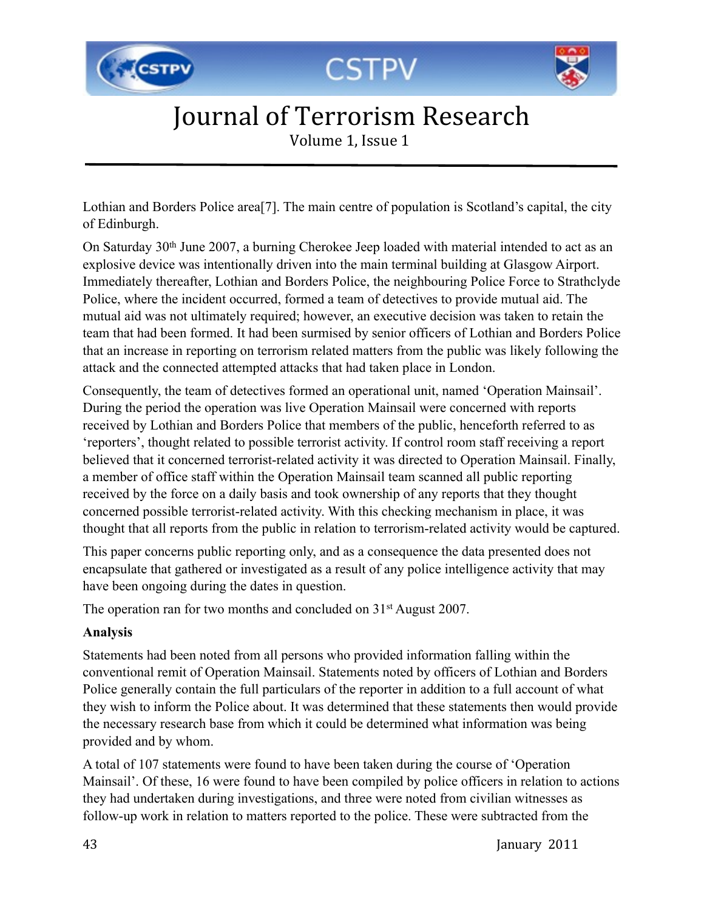Lothian and Borders Police area[7]. The main centre of population is Scotland's capital, the city of Edinburgh.

On Saturday 30th June 2007, a burning Cherokee Jeep loaded with material intended to act as an explosive device was intentionally driven into the main terminal building at Glasgow Airport. Immediately thereafter, Lothian and Borders Police, the neighbouring Police Force to Strathclyde Police, where the incident occurred, formed a team of detectives to provide mutual aid. The mutual aid was not ultimately required; however, an executive decision was taken to retain the team that had been formed. It had been surmised by senior officers of Lothian and Borders Police that an increase in reporting on terrorism related matters from the public was likely following the attack and the connected attempted attacks that had taken place in London.

Consequently, the team of detectives formed an operational unit, named 'Operation Mainsail'. During the period the operation was live Operation Mainsail were concerned with reports received by Lothian and Borders Police that members of the public, henceforth referred to as 'reporters', thought related to possible terrorist activity. If control room staff receiving a report believed that it concerned terrorist-related activity it was directed to Operation Mainsail. Finally, a member of office staff within the Operation Mainsail team scanned all public reporting received by the force on a daily basis and took ownership of any reports that they thought concerned possible terrorist-related activity. With this checking mechanism in place, it was thought that all reports from the public in relation to terrorism-related activity would be captured.

This paper concerns public reporting only, and as a consequence the data presented does not encapsulate that gathered or investigated as a result of any police intelligence activity that may have been ongoing during the dates in question.

The operation ran for two months and concluded on 31st August 2007.

**Analysis**

Statements had been noted from all persons who provided information falling within the conventional remit of Operation Mainsail. Statements noted by officers of Lothian and Borders Police generally contain the full particulars of the reporter in addition to a full account of what they wish to inform the Police about. It was determined that these statements then would provide the necessary research base from which it could be determined what information was being provided and by whom.

A total of 107 statements were found to have been taken during the course of 'Operation Mainsail'. Of these, 16 were found to have been compiled by police officers in relation to actions they had undertaken during investigations, and three were noted from civilian witnesses as follow-up work in relation to matters reported to the police. These were subtracted from the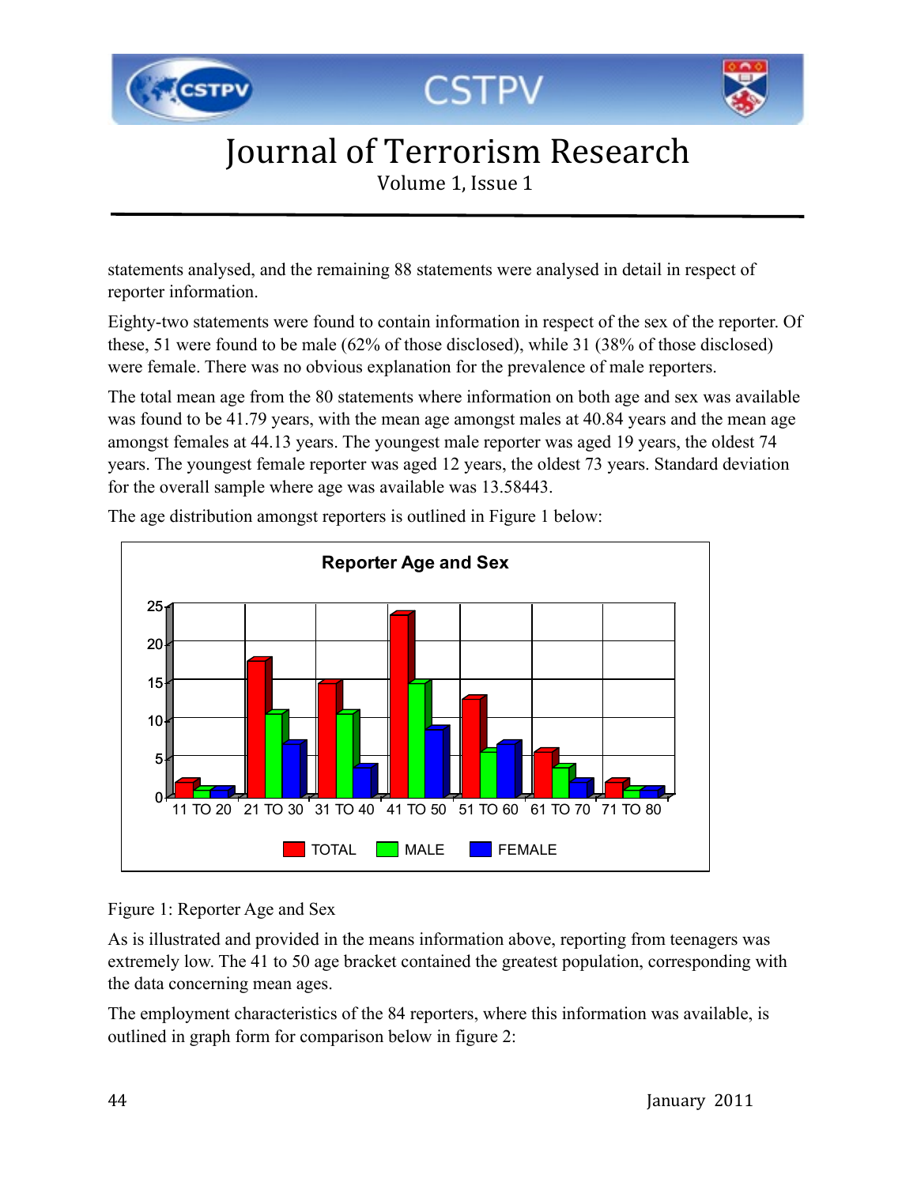statements analysed, and the remaining 88 statements were analysed in detail in respect of reporter information.

Eighty-two statements were found to contain information in respect of the sex of the reporter. Of these, 51 were found to be male (62% of those disclosed), while 31 (38% of those disclosed) were female. There was no obvious explanation for the prevalence of male reporters.

The total mean age from the 80 statements where information on both age and sex was available was found to be 41.79 years, with the mean age amongst males at 40.84 years and the mean age amongst females at 44.13 years. The youngest male reporter was aged 19 years, the oldest 74 years. The youngest female reporter was aged 12 years, the oldest 73 years. Standard deviation for the overall sample where age was available was 13.58443.

The age distribution amongst reporters is outlined in Figure 1 below:

Figure 1: Reporter Age and Sex

As is illustrated and provided in the means information above, reporting from teenagers was extremely low. The 41 to 50 age bracket contained the greatest population, corresponding with the data concerning mean ages.

The employment characteristics of the 84 reporters, where this information was available, is outlined in graph form for comparison below in figure 2: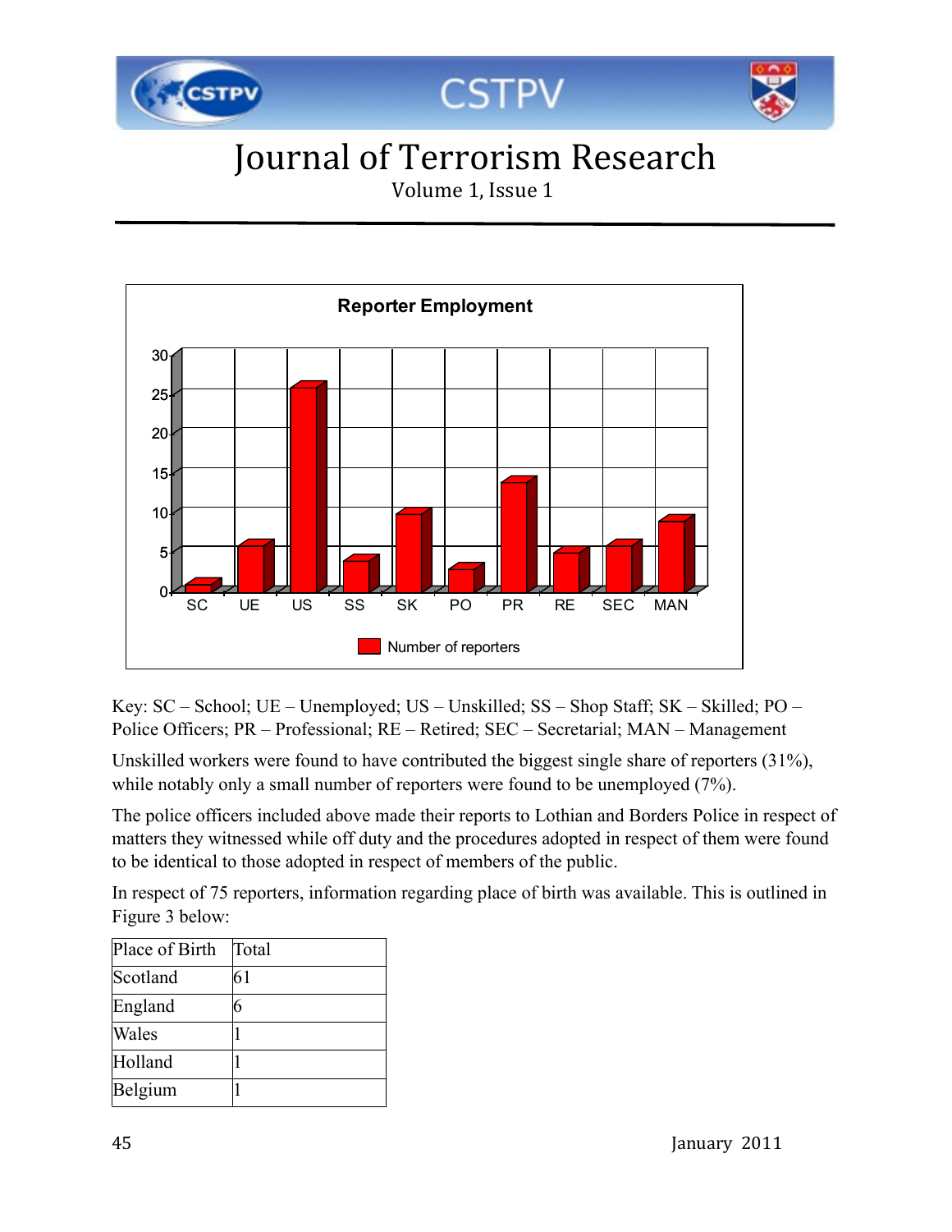Key: SC – School; UE – Unemployed; US – Unskilled; SS – Shop Staff; SK – Skilled; PO – Police Officers; PR – Professional; RE – Retired; SEC – Secretarial; MAN – Management

Unskilled workers were found to have contributed the biggest single share of reporters (31%), while notably only a small number of reporters were found to be unemployed (7%).

The police officers included above made their reports to Lothian and Borders Police in respect of matters they witnessed while off duty and the procedures adopted in respect of them were found to be identical to those adopted in respect of members of the public.

In respect of 75 reporters, information regarding place of birth was available. This is outlined in Figure 3 below:

| Place of Birth | Total |
|---|---|
| Scotland | 61 |
| England | 6 |
| Wales | 1 |
| Holland | 1 |
| Belgium | 1 |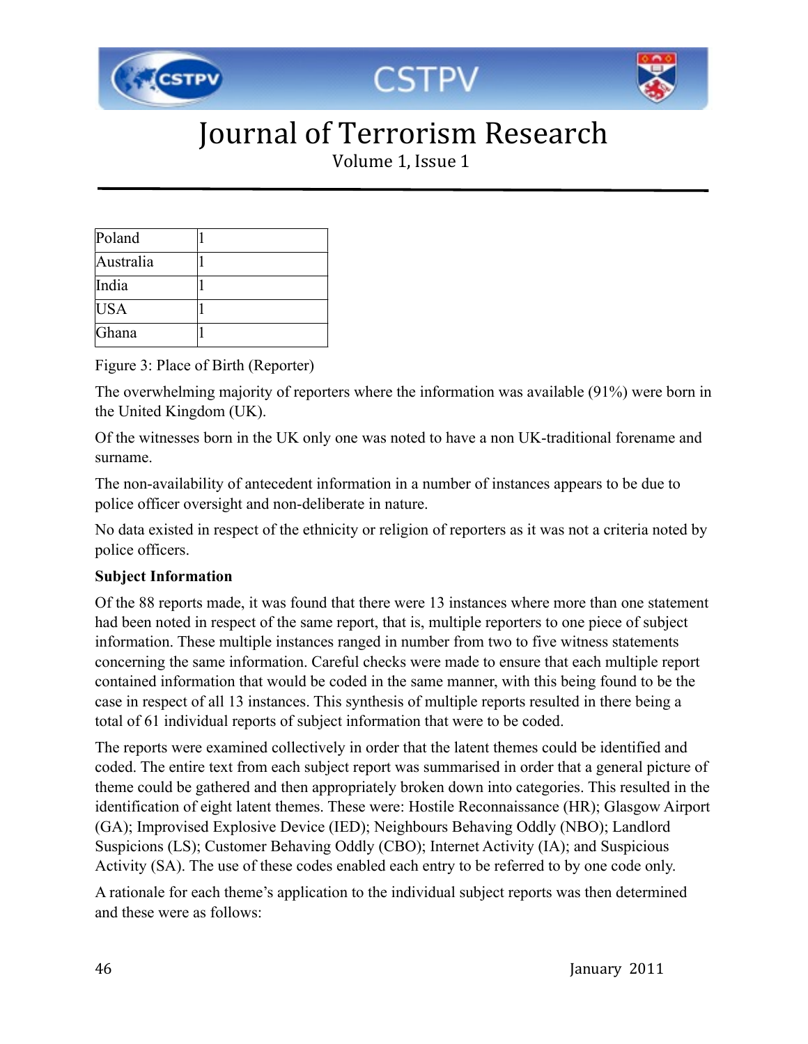| | |
|---|---|
| Poland | 1 |
| Australia | 1 |
| India | 1 |
| USA | 1 |
| Ghana | 1 |

Figure 3: Place of Birth (Reporter)

The overwhelming majority of reporters where the information was available (91%) were born in the United Kingdom (UK).

Of the witnesses born in the UK only one was noted to have a non UK-traditional forename and surname.

The non-availability of antecedent information in a number of instances appears to be due to police officer oversight and non-deliberate in nature.

No data existed in respect of the ethnicity or religion of reporters as it was not a criteria noted by police officers.

**Subject Information**

Of the 88 reports made, it was found that there were 13 instances where more than one statement had been noted in respect of the same report, that is, multiple reporters to one piece of subject information. These multiple instances ranged in number from two to five witness statements concerning the same information. Careful checks were made to ensure that each multiple report contained information that would be coded in the same manner, with this being found to be the case in respect of all 13 instances. This synthesis of multiple reports resulted in there being a total of 61 individual reports of subject information that were to be coded.

The reports were examined collectively in order that the latent themes could be identified and coded. The entire text from each subject report was summarised in order that a general picture of theme could be gathered and then appropriately broken down into categories. This resulted in the identification of eight latent themes. These were: Hostile Reconnaissance (HR); Glasgow Airport (GA); Improvised Explosive Device (IED); Neighbours Behaving Oddly (NBO); Landlord Suspicions (LS); Customer Behaving Oddly (CBO); Internet Activity (IA); and Suspicious Activity (SA). The use of these codes enabled each entry to be referred to by one code only.

A rationale for each theme's application to the individual subject reports was then determined and these were as follows: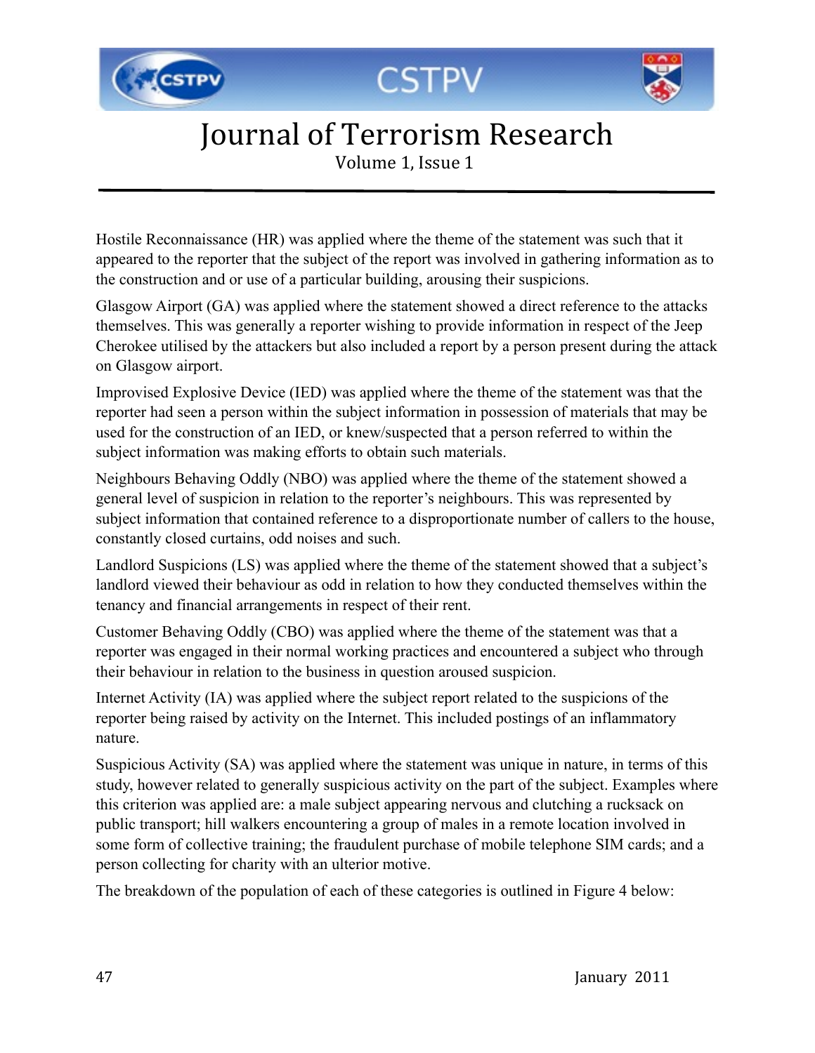Hostile Reconnaissance (HR) was applied where the theme of the statement was such that it appeared to the reporter that the subject of the report was involved in gathering information as to the construction and or use of a particular building, arousing their suspicions.

Glasgow Airport (GA) was applied where the statement showed a direct reference to the attacks themselves. This was generally a reporter wishing to provide information in respect of the Jeep Cherokee utilised by the attackers but also included a report by a person present during the attack on Glasgow airport.

Improvised Explosive Device (IED) was applied where the theme of the statement was that the reporter had seen a person within the subject information in possession of materials that may be used for the construction of an IED, or knew/suspected that a person referred to within the subject information was making efforts to obtain such materials.

Neighbours Behaving Oddly (NBO) was applied where the theme of the statement showed a general level of suspicion in relation to the reporter's neighbours. This was represented by subject information that contained reference to a disproportionate number of callers to the house, constantly closed curtains, odd noises and such.

Landlord Suspicions (LS) was applied where the theme of the statement showed that a subject's landlord viewed their behaviour as odd in relation to how they conducted themselves within the tenancy and financial arrangements in respect of their rent.

Customer Behaving Oddly (CBO) was applied where the theme of the statement was that a reporter was engaged in their normal working practices and encountered a subject who through their behaviour in relation to the business in question aroused suspicion.

Internet Activity (IA) was applied where the subject report related to the suspicions of the reporter being raised by activity on the Internet. This included postings of an inflammatory nature.

Suspicious Activity (SA) was applied where the statement was unique in nature, in terms of this study, however related to generally suspicious activity on the part of the subject. Examples where this criterion was applied are: a male subject appearing nervous and clutching a rucksack on public transport; hill walkers encountering a group of males in a remote location involved in some form of collective training; the fraudulent purchase of mobile telephone SIM cards; and a person collecting for charity with an ulterior motive.

The breakdown of the population of each of these categories is outlined in Figure 4 below: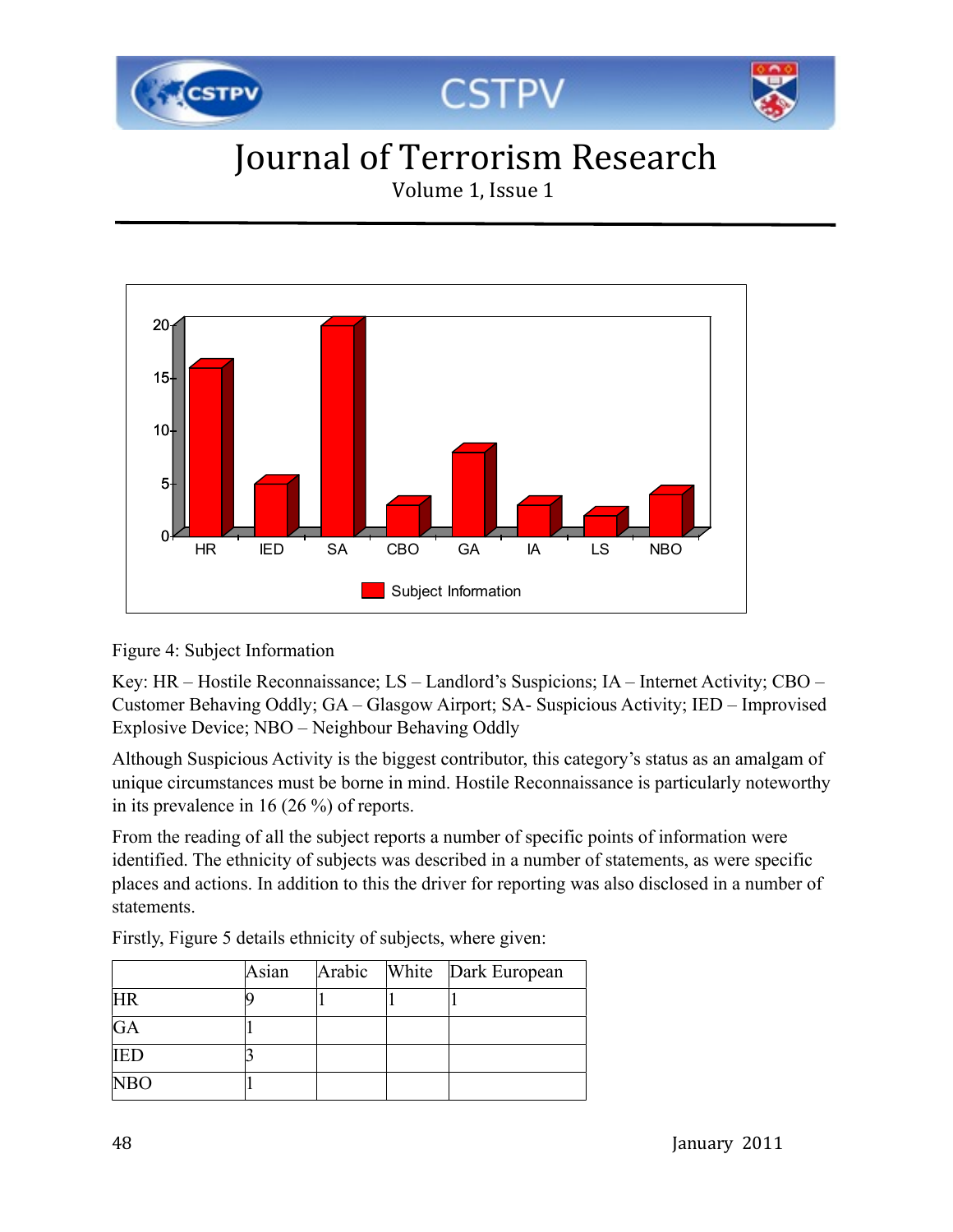Figure 4: Subject Information

Key: HR – Hostile Reconnaissance; LS – Landlord's Suspicions; IA – Internet Activity; CBO – Customer Behaving Oddly; GA – Glasgow Airport; SA- Suspicious Activity; IED – Improvised Explosive Device; NBO – Neighbour Behaving Oddly

Although Suspicious Activity is the biggest contributor, this category's status as an amalgam of unique circumstances must be borne in mind. Hostile Reconnaissance is particularly noteworthy in its prevalence in 16 (26 %) of reports.

From the reading of all the subject reports a number of specific points of information were identified. The ethnicity of subjects was described in a number of statements, as were specific places and actions. In addition to this the driver for reporting was also disclosed in a number of statements.

Firstly, Figure 5 details ethnicity of subjects, where given:

| | Asian | Arabic | White | Dark European |
|---|---|---|---|---|
| HR | 9 | 1 | 1 | 1 |
| GA | 1 | | | |
| IED | 3 | | | |
| NBO | 1 | | | |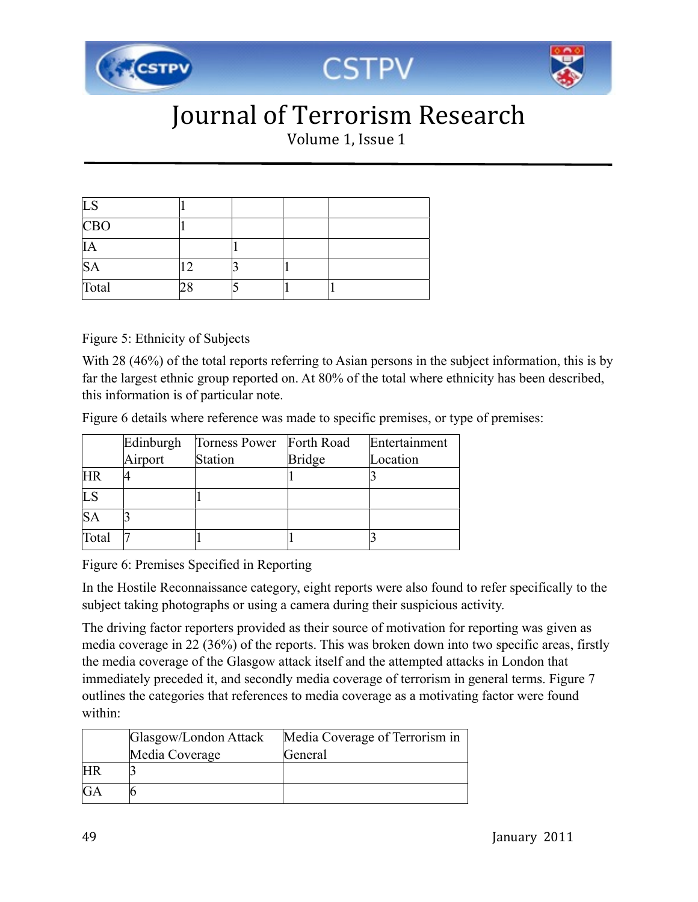| | | | | |
|---|---|---|---|---|
| LS | 1 | | | |
| CBO | 1 | | | |
| IA | | 1 | | |
| SA | 12 | 3 | 1 | |
| Total | 28 | 5 | 1 | 1 |

Figure 5: Ethnicity of Subjects

With 28 (46%) of the total reports referring to Asian persons in the subject information, this is by far the largest ethnic group reported on. At 80% of the total where ethnicity has been described, this information is of particular note.

Figure 6 details where reference was made to specific premises, or type of premises:

| | Edinburgh Airport | Torness Power Station | Forth Road Bridge | Entertainment Location |
|---|---|---|---|---|
| HR | 4 | | 1 | 3 |
| LS | | 1 | | |
| SA | 3 | | | |
| Total | 7 | 1 | 1 | 3 |

Figure 6: Premises Specified in Reporting

In the Hostile Reconnaissance category, eight reports were also found to refer specifically to the subject taking photographs or using a camera during their suspicious activity.

The driving factor reporters provided as their source of motivation for reporting was given as media coverage in 22 (36%) of the reports. This was broken down into two specific areas, firstly the media coverage of the Glasgow attack itself and the attempted attacks in London that immediately preceded it, and secondly media coverage of terrorism in general terms. Figure 7 outlines the categories that references to media coverage as a motivating factor were found within:

| | Glasgow/London Attack Media Coverage | Media Coverage of Terrorism in General |
|---|---|---|
| HR | 3 | |
| GA | 6 | |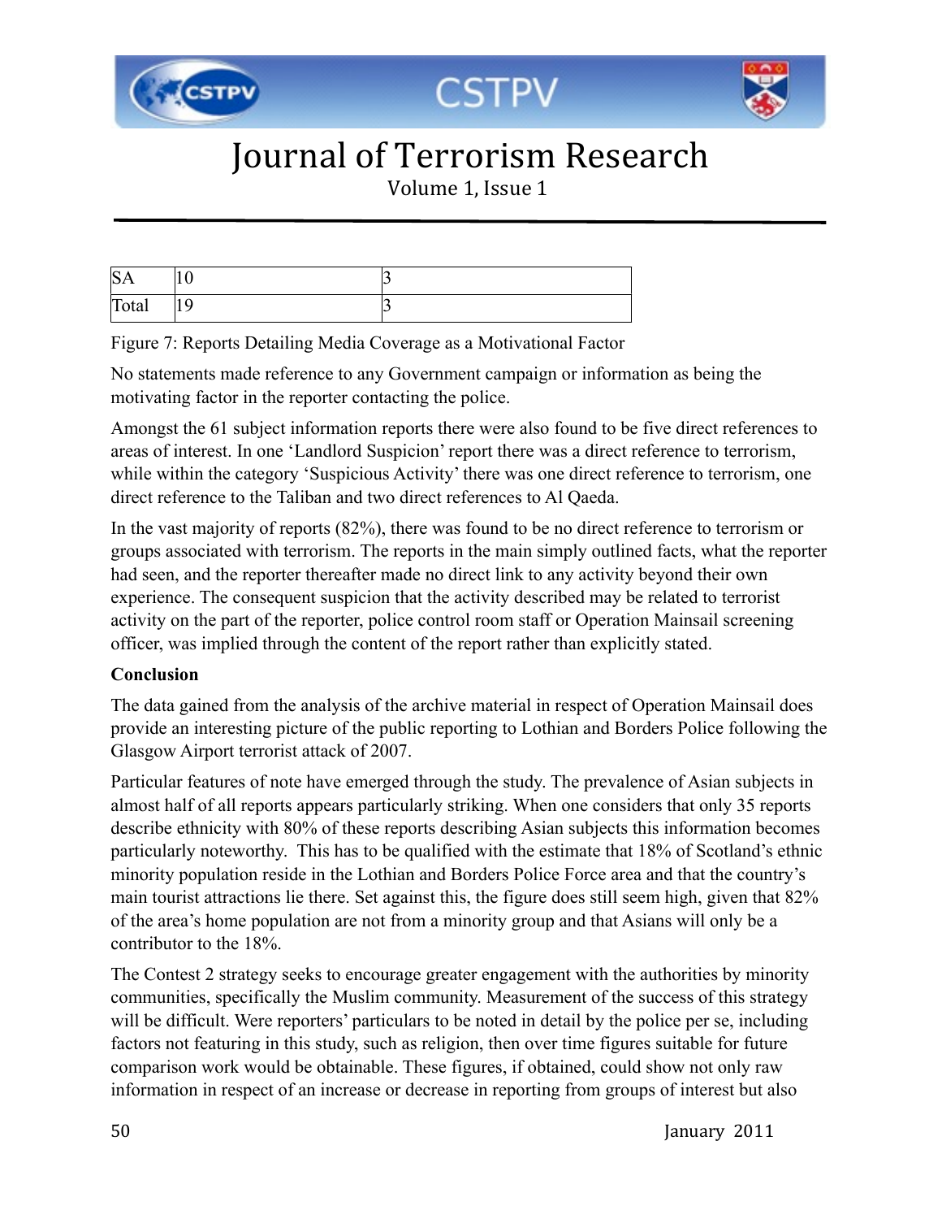| SA | 10 | 3 |
|---|---|---|
| Total | 19 | 3 |

Figure 7: Reports Detailing Media Coverage as a Motivational Factor

No statements made reference to any Government campaign or information as being the motivating factor in the reporter contacting the police.

Amongst the 61 subject information reports there were also found to be five direct references to areas of interest. In one 'Landlord Suspicion' report there was a direct reference to terrorism, while within the category 'Suspicious Activity' there was one direct reference to terrorism, one direct reference to the Taliban and two direct references to Al Qaeda.

In the vast majority of reports (82%), there was found to be no direct reference to terrorism or groups associated with terrorism. The reports in the main simply outlined facts, what the reporter had seen, and the reporter thereafter made no direct link to any activity beyond their own experience. The consequent suspicion that the activity described may be related to terrorist activity on the part of the reporter, police control room staff or Operation Mainsail screening officer, was implied through the content of the report rather than explicitly stated.

**Conclusion**

The data gained from the analysis of the archive material in respect of Operation Mainsail does provide an interesting picture of the public reporting to Lothian and Borders Police following the Glasgow Airport terrorist attack of 2007.

Particular features of note have emerged through the study. The prevalence of Asian subjects in almost half of all reports appears particularly striking. When one considers that only 35 reports describe ethnicity with 80% of these reports describing Asian subjects this information becomes particularly noteworthy. This has to be qualified with the estimate that 18% of Scotland's ethnic minority population reside in the Lothian and Borders Police Force area and that the country's main tourist attractions lie there. Set against this, the figure does still seem high, given that 82% of the area's home population are not from a minority group and that Asians will only be a contributor to the 18%.

The Contest 2 strategy seeks to encourage greater engagement with the authorities by minority communities, specifically the Muslim community. Measurement of the success of this strategy will be difficult. Were reporters' particulars to be noted in detail by the police per se, including factors not featuring in this study, such as religion, then over time figures suitable for future comparison work would be obtainable. These figures, if obtained, could show not only raw information in respect of an increase or decrease in reporting from groups of interest but also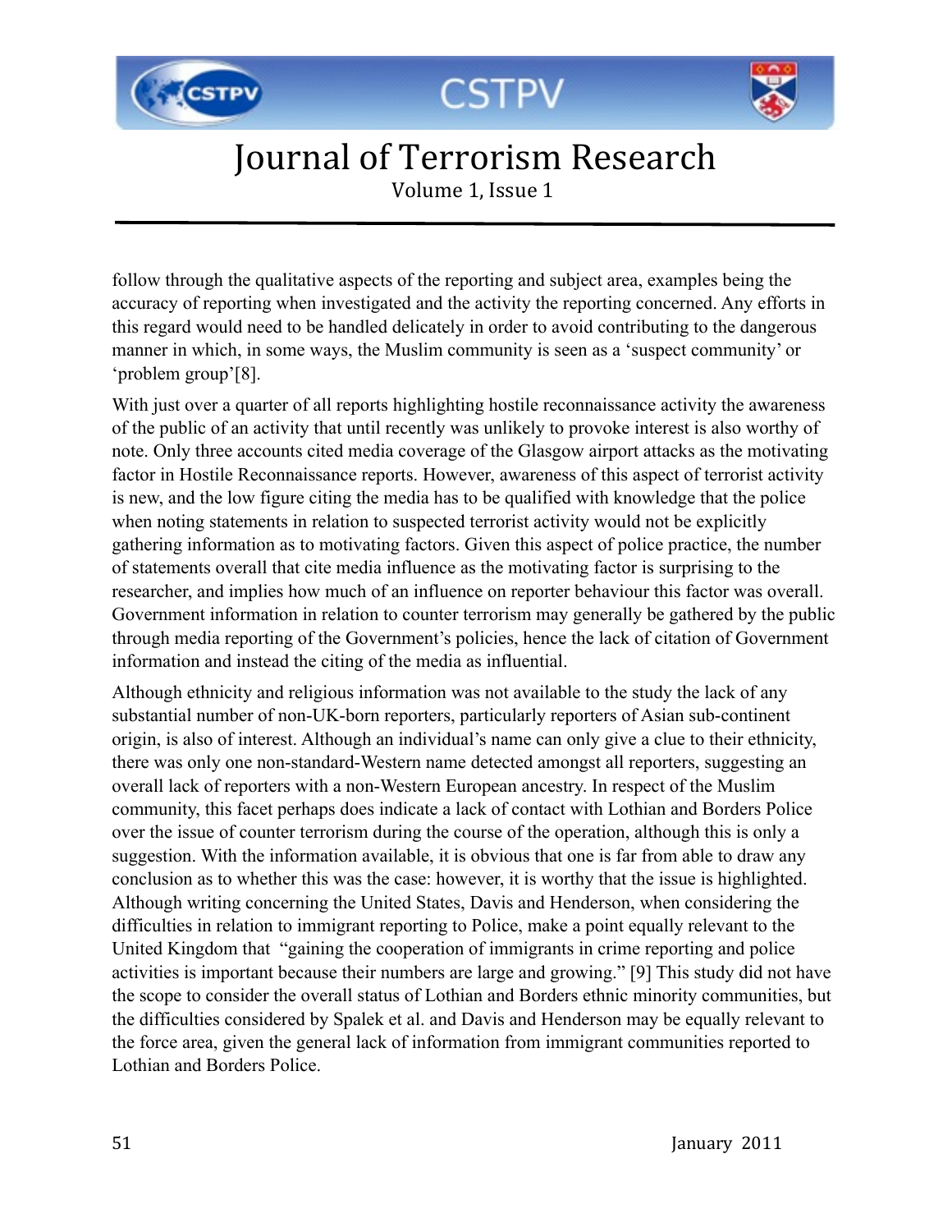follow through the qualitative aspects of the reporting and subject area, examples being the accuracy of reporting when investigated and the activity the reporting concerned. Any efforts in this regard would need to be handled delicately in order to avoid contributing to the dangerous manner in which, in some ways, the Muslim community is seen as a 'suspect community' or 'problem group'[8].

With just over a quarter of all reports highlighting hostile reconnaissance activity the awareness of the public of an activity that until recently was unlikely to provoke interest is also worthy of note. Only three accounts cited media coverage of the Glasgow airport attacks as the motivating factor in Hostile Reconnaissance reports. However, awareness of this aspect of terrorist activity is new, and the low figure citing the media has to be qualified with knowledge that the police when noting statements in relation to suspected terrorist activity would not be explicitly gathering information as to motivating factors. Given this aspect of police practice, the number of statements overall that cite media influence as the motivating factor is surprising to the researcher, and implies how much of an influence on reporter behaviour this factor was overall. Government information in relation to counter terrorism may generally be gathered by the public through media reporting of the Government's policies, hence the lack of citation of Government information and instead the citing of the media as influential.

Although ethnicity and religious information was not available to the study the lack of any substantial number of non-UK-born reporters, particularly reporters of Asian sub-continent origin, is also of interest. Although an individual's name can only give a clue to their ethnicity, there was only one non-standard-Western name detected amongst all reporters, suggesting an overall lack of reporters with a non-Western European ancestry. In respect of the Muslim community, this facet perhaps does indicate a lack of contact with Lothian and Borders Police over the issue of counter terrorism during the course of the operation, although this is only a suggestion. With the information available, it is obvious that one is far from able to draw any conclusion as to whether this was the case: however, it is worthy that the issue is highlighted. Although writing concerning the United States, Davis and Henderson, when considering the difficulties in relation to immigrant reporting to Police, make a point equally relevant to the United Kingdom that "gaining the cooperation of immigrants in crime reporting and police activities is important because their numbers are large and growing." [9] This study did not have the scope to consider the overall status of Lothian and Borders ethnic minority communities, but the difficulties considered by Spalek et al. and Davis and Henderson may be equally relevant to the force area, given the general lack of information from immigrant communities reported to Lothian and Borders Police.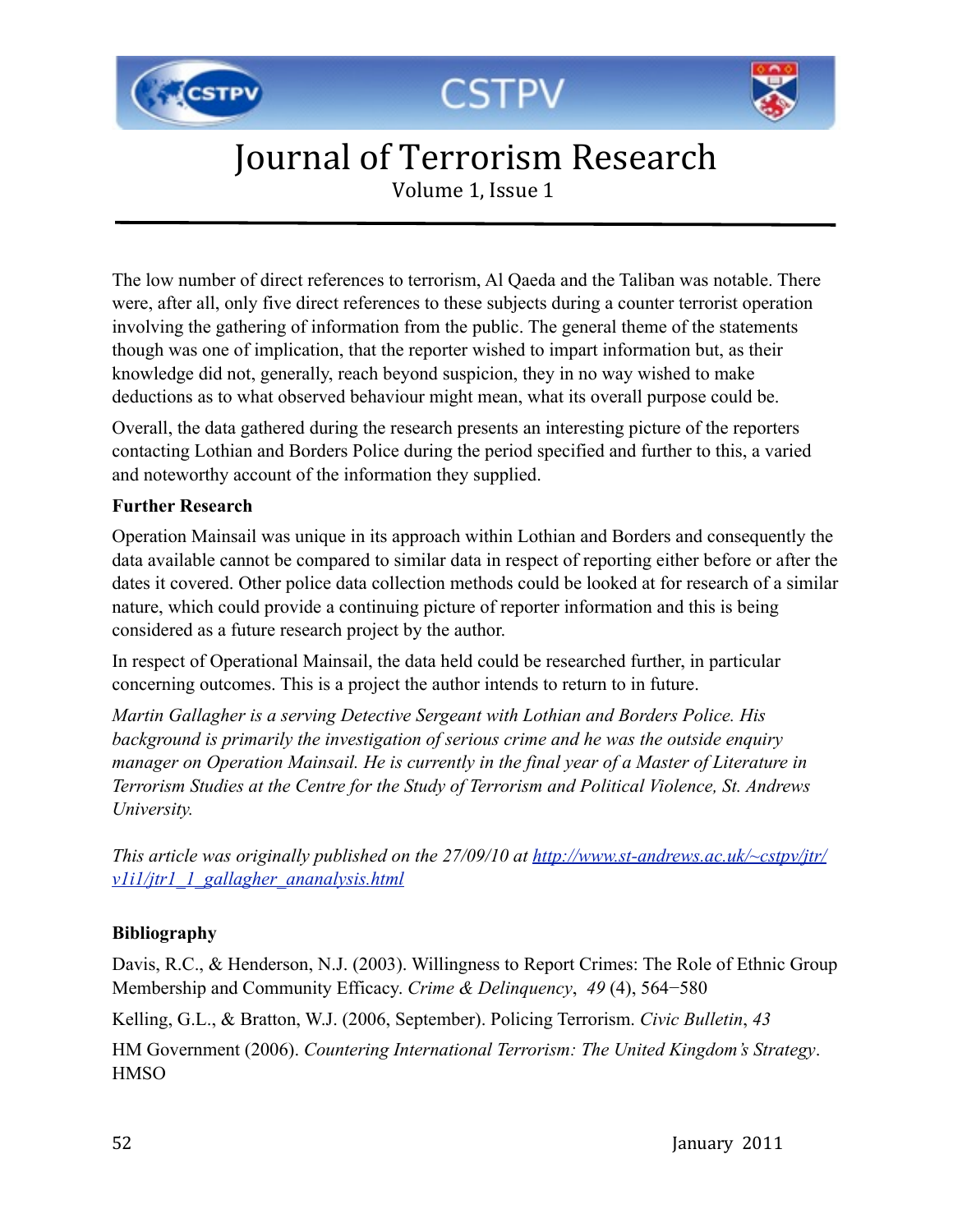The low number of direct references to terrorism, Al Qaeda and the Taliban was notable. There were, after all, only five direct references to these subjects during a counter terrorist operation involving the gathering of information from the public. The general theme of the statements though was one of implication, that the reporter wished to impart information but, as their knowledge did not, generally, reach beyond suspicion, they in no way wished to make deductions as to what observed behaviour might mean, what its overall purpose could be.

Overall, the data gathered during the research presents an interesting picture of the reporters contacting Lothian and Borders Police during the period specified and further to this, a varied and noteworthy account of the information they supplied.

**Further Research**

Operation Mainsail was unique in its approach within Lothian and Borders and consequently the data available cannot be compared to similar data in respect of reporting either before or after the dates it covered. Other police data collection methods could be looked at for research of a similar nature, which could provide a continuing picture of reporter information and this is being considered as a future research project by the author.

In respect of Operational Mainsail, the data held could be researched further, in particular concerning outcomes. This is a project the author intends to return to in future.

*Martin Gallagher is a serving Detective Sergeant with Lothian and Borders Police. His background is primarily the investigation of serious crime and he was the outside enquiry manager on Operation Mainsail. He is currently in the final year of a Master of Literature in Terrorism Studies at the Centre for the Study of Terrorism and Political Violence, St. Andrews University.*

*This article was originally published on the 27/09/10 at [http://www.st-andrews.ac.uk/~cstpv/jtr/v1i1/jtr1_1_gallagher_ananalysis.html](http://www.st-andrews.ac.uk/~cstpv/jtr/v1i1/jtr1_1_gallagher_ananalysis.html)*

**Bibliography**

Davis, R.C., & Henderson, N.J. (2003). Willingness to Report Crimes: The Role of Ethnic Group Membership and Community Efficacy. *Crime & Delinquency*, *49* (4), 564−580

Kelling, G.L., & Bratton, W.J. (2006, September). Policing Terrorism. *Civic Bulletin*, *43*

HM Government (2006). *Countering International Terrorism: The United Kingdom's Strategy*. HMSO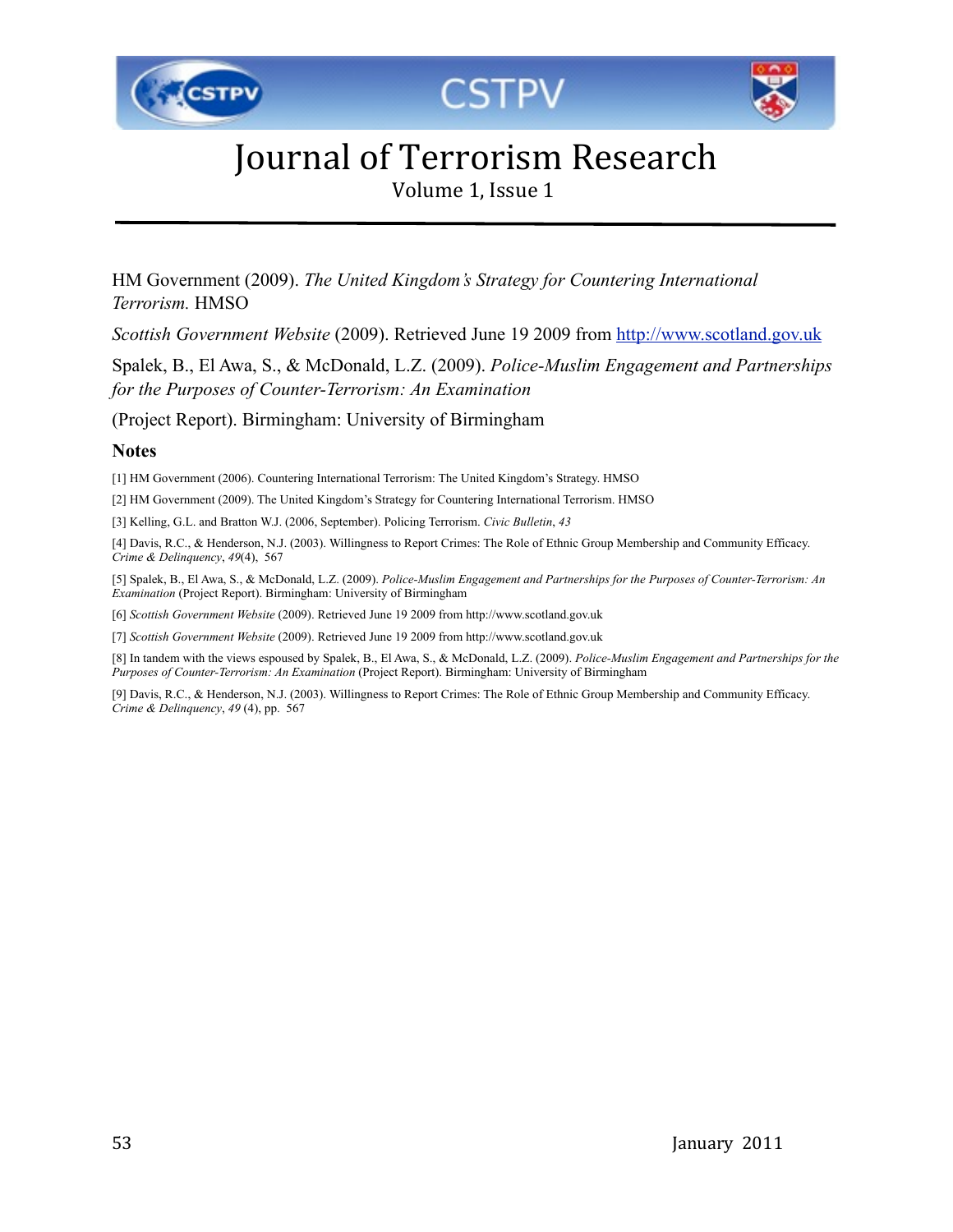HM Government (2009). *The United Kingdom's Strategy for Countering International Terrorism.* HMSO

*Scottish Government Website* (2009). Retrieved June 19 2009 from http://www.scotland.gov.uk

Spalek, B., El Awa, S., & McDonald, L.Z. (2009). *Police-Muslim Engagement and Partnerships for the Purposes of Counter-Terrorism: An Examination*

(Project Report). Birmingham: University of Birmingham

### Notes

[1] HM Government (2006). Countering International Terrorism: The United Kingdom's Strategy. HMSO

[2] HM Government (2009). The United Kingdom's Strategy for Countering International Terrorism. HMSO

[3] Kelling, G.L. and Bratton W.J. (2006, September). Policing Terrorism. *Civic Bulletin*, *43*

[4] Davis, R.C., & Henderson, N.J. (2003). Willingness to Report Crimes: The Role of Ethnic Group Membership and Community Efficacy. *Crime & Delinquency*, *49*(4), 567

[5] Spalek, B., El Awa, S., & McDonald, L.Z. (2009). *Police-Muslim Engagement and Partnerships for the Purposes of Counter-Terrorism: An Examination* (Project Report). Birmingham: University of Birmingham

[6] *Scottish Government Website* (2009). Retrieved June 19 2009 from http://www.scotland.gov.uk

[7] *Scottish Government Website* (2009). Retrieved June 19 2009 from http://www.scotland.gov.uk

[8] In tandem with the views espoused by Spalek, B., El Awa, S., & McDonald, L.Z. (2009). *Police-Muslim Engagement and Partnerships for the Purposes of Counter-Terrorism: An Examination* (Project Report). Birmingham: University of Birmingham

[9] Davis, R.C., & Henderson, N.J. (2003). Willingness to Report Crimes: The Role of Ethnic Group Membership and Community Efficacy. *Crime & Delinquency*, *49* (4), pp. 567